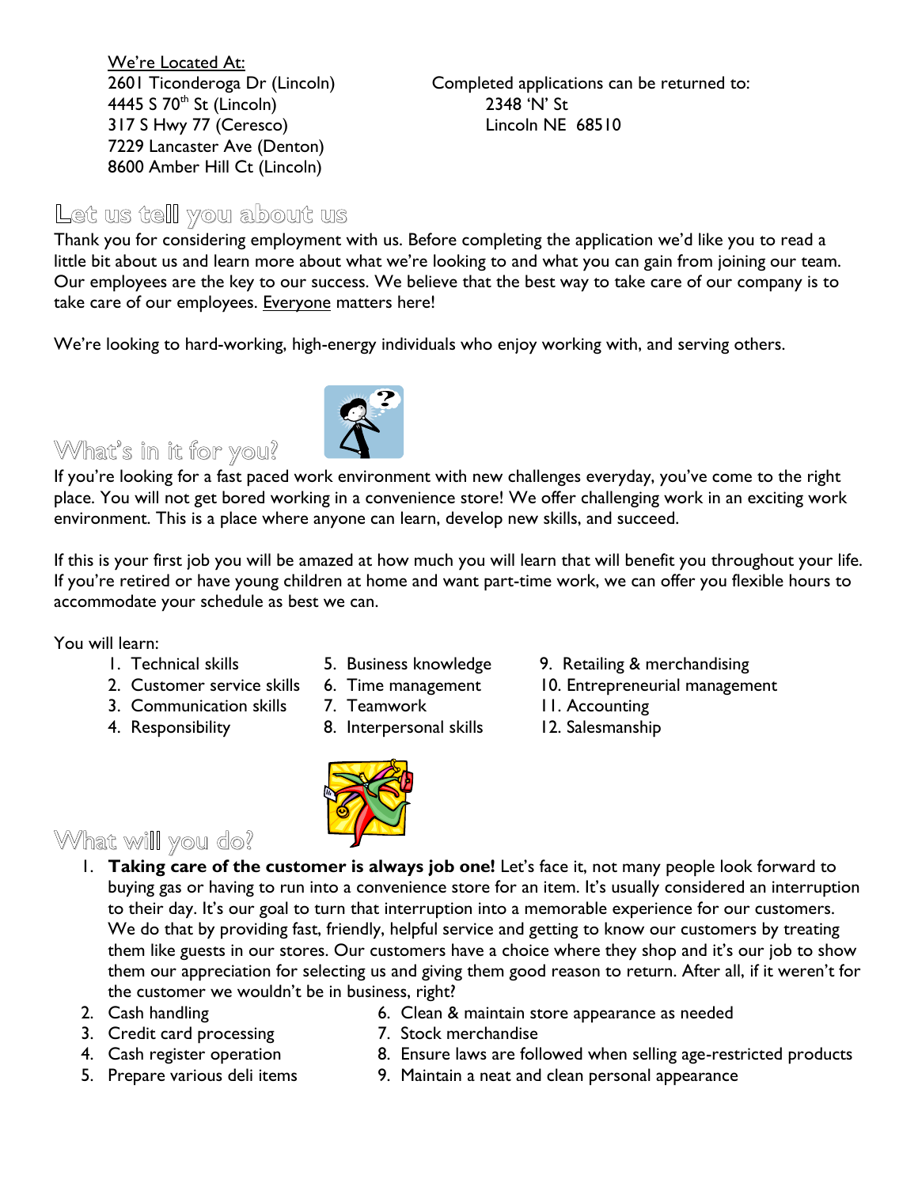<u>We're Located At:</u>
2601 Ticonderoga Dr (Lincoln)
4445 S 70th St (Lincoln)
317 S Hwy 77 (Ceresco)
7229 Lancaster Ave (Denton)
8600 Amber Hill Ct (Lincoln)

Completed applications can be returned to:
2348 'N' St
Lincoln NE 68510

## Let us tell you about us

Thank you for considering employment with us. Before completing the application we'd like you to read a little bit about us and learn more about what we're looking to and what you can gain from joining our team. Our employees are the key to our success. We believe that the best way to take care of our company is to take care of our employees. <u>Everyone</u> matters here!

We're looking to hard-working, high-energy individuals who enjoy working with, and serving others.

## What's in it for you?

If you're looking for a fast paced work environment with new challenges everyday, you've come to the right place. You will not get bored working in a convenience store! We offer challenging work in an exciting work environment. This is a place where anyone can learn, develop new skills, and succeed.

If this is your first job you will be amazed at how much you will learn that will benefit you throughout your life. If you're retired or have young children at home and want part-time work, we can offer you flexible hours to accommodate your schedule as best we can.

You will learn:

1. Technical skills
2. Customer service skills
3. Communication skills
4. Responsibility
5. Business knowledge
6. Time management
7. Teamwork
8. Interpersonal skills
9. Retailing & merchandising
10. Entrepreneurial management
11. Accounting
12. Salesmanship

## What will you do?

1. **Taking care of the customer is always job one!** Let's face it, not many people look forward to buying gas or having to run into a convenience store for an item. It's usually considered an interruption to their day. It's our goal to turn that interruption into a memorable experience for our customers. We do that by providing fast, friendly, helpful service and getting to know our customers by treating them like guests in our stores. Our customers have a choice where they shop and it's our job to show them our appreciation for selecting us and giving them good reason to return. After all, if it weren't for the customer we wouldn't be in business, right?
2. Cash handling
3. Credit card processing
4. Cash register operation
5. Prepare various deli items
6. Clean & maintain store appearance as needed
7. Stock merchandise
8. Ensure laws are followed when selling age-restricted products
9. Maintain a neat and clean personal appearance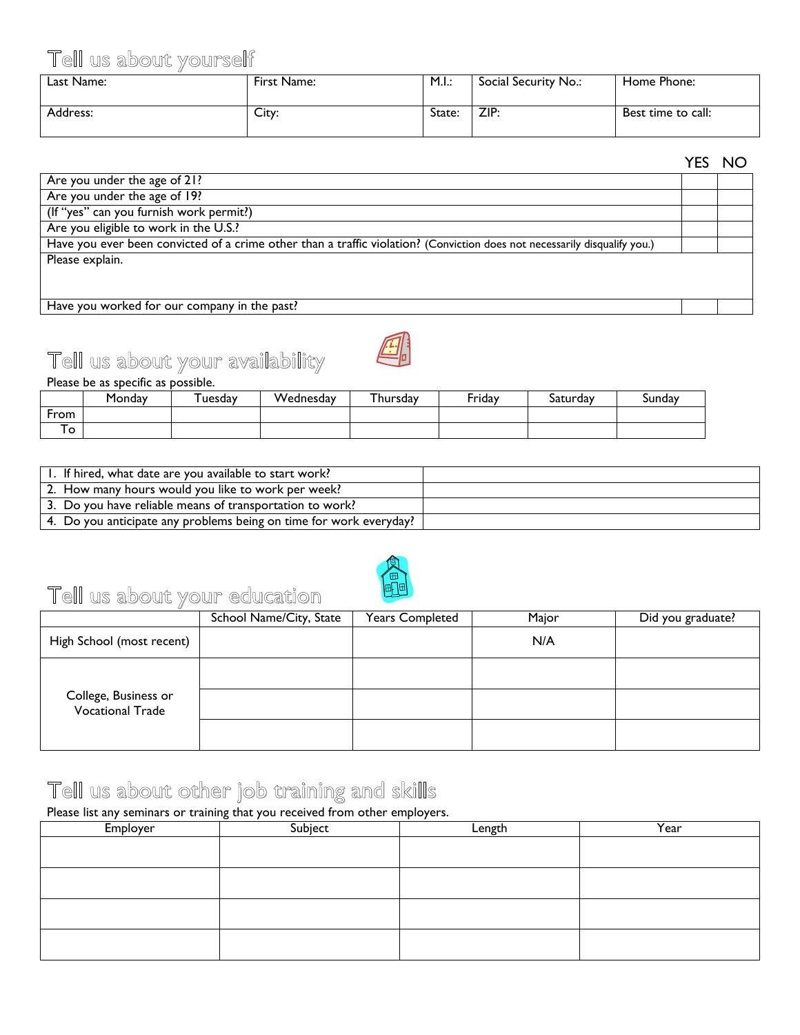## Tell us about yourself

| Last Name: | First Name: | M.I.: | Social Security No.: | Home Phone: |
|---|---|---|---|---|
| Address: | City: | State: | ZIP: | Best time to call: |

| | YES | NO |
|---|---|---|
| Are you under the age of 21? | | |
| Are you under the age of 19? | | |
| (If "yes" can you furnish work permit?) | | |
| Are you eligible to work in the U.S.? | | |
| Have you ever been convicted of a crime other than a traffic violation? (Conviction does not necessarily disqualify you.) | | |
| Please explain. | | |
| Have you worked for our company in the past? | | |

## Tell us about your availability

Please be as specific as possible.

| | Monday | Tuesday | Wednesday | Thursday | Friday | Saturday | Sunday |
|---|---|---|---|---|---|---|---|
| From | | | | | | | |
| To | | | | | | | |

| | |
|---|---|
| 1. If hired, what date are you available to start work? | |
| 2. How many hours would you like to work per week? | |
| 3. Do you have reliable means of transportation to work? | |
| 4. Do you anticipate any problems being on time for work everyday? | |

## Tell us about your education

| | School Name/City, State | Years Completed | Major | Did you graduate? |
|---|---|---|---|---|
| High School (most recent) | | | N/A | |
| College, Business or Vocational Trade | | | | |
| | | | | |
| | | | | |

## Tell us about other job training and skills

Please list any seminars or training that you received from other employers.

| Employer | Subject | Length | Year |
|---|---|---|---|
| | | | |
| | | | |
| | | | |
| | | | |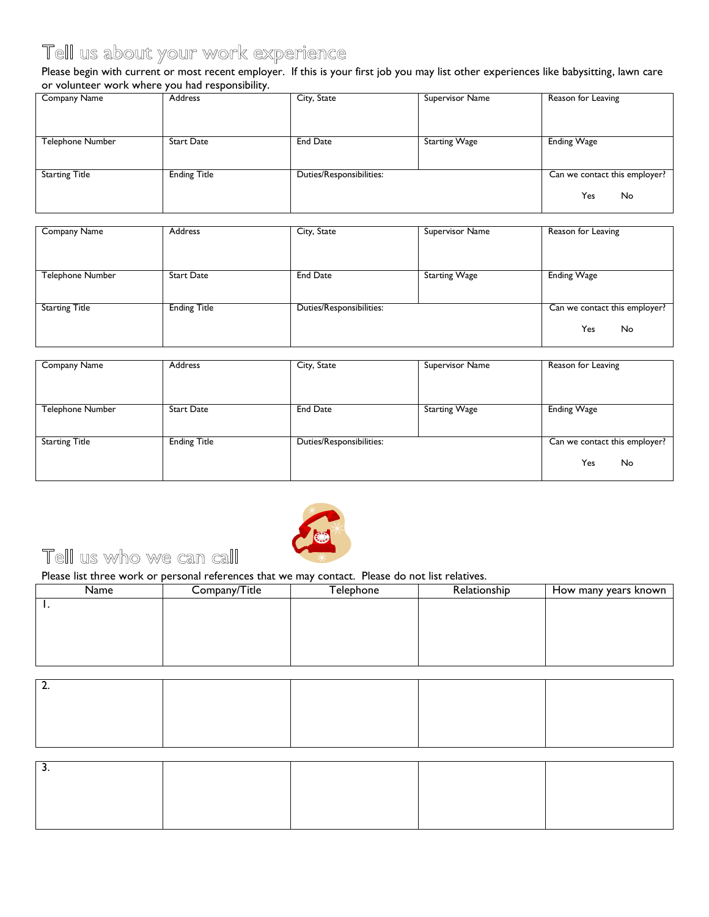## Tell us about your work experience

Please begin with current or most recent employer. If this is your first job you may list other experiences like babysitting, lawn care or volunteer work where you had responsibility.

| Company Name | Address | City, State | Supervisor Name | Reason for Leaving |
|---|---|---|---|---|
| Telephone Number | Start Date | End Date | Starting Wage | Ending Wage |
| Starting Title | Ending Title | Duties/Responsibilities: | | Can we contact this employer? Yes No |

| Company Name | Address | City, State | Supervisor Name | Reason for Leaving |
|---|---|---|---|---|
| Telephone Number | Start Date | End Date | Starting Wage | Ending Wage |
| Starting Title | Ending Title | Duties/Responsibilities: | | Can we contact this employer? Yes No |

| Company Name | Address | City, State | Supervisor Name | Reason for Leaving |
|---|---|---|---|---|
| Telephone Number | Start Date | End Date | Starting Wage | Ending Wage |
| Starting Title | Ending Title | Duties/Responsibilities: | | Can we contact this employer? Yes No |

## Tell us who we can call

Please list three work or personal references that we may contact. Please do not list relatives.

| Name | Company/Title | Telephone | Relationship | How many years known |
|---|---|---|---|---|
| 1. | | | | |
| 2. | | | | |
| 3. | | | | |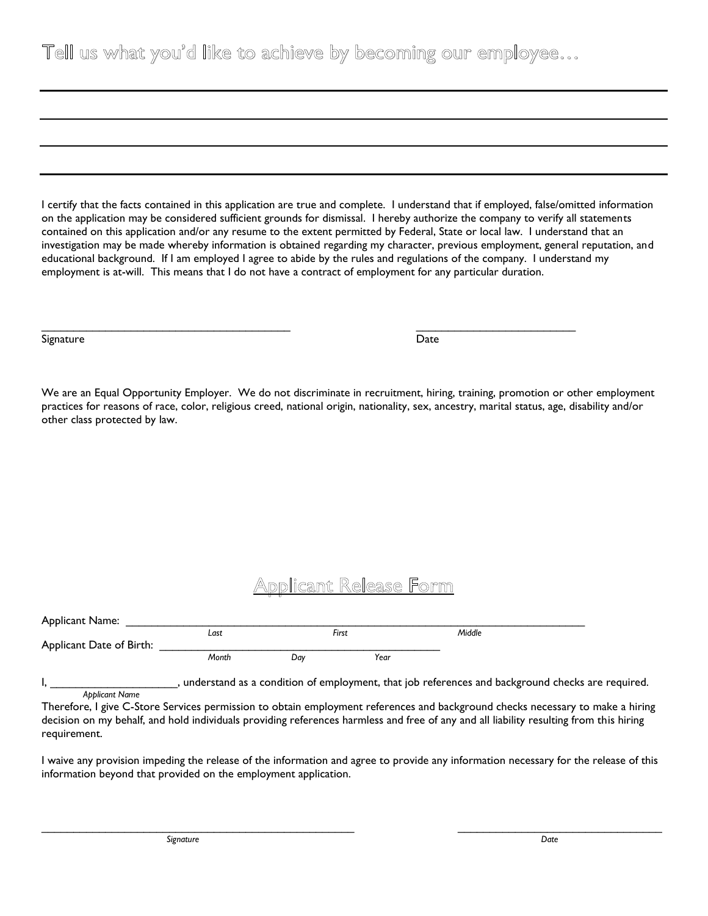## Tell us what you'd like to achieve by becoming our employee…

___________________________________________________________________________

___________________________________________________________________________

___________________________________________________________________________

___________________________________________________________________________

I certify that the facts contained in this application are true and complete. I understand that if employed, false/omitted information on the application may be considered sufficient grounds for dismissal. I hereby authorize the company to verify all statements contained on this application and/or any resume to the extent permitted by Federal, State or local law. I understand that an investigation may be made whereby information is obtained regarding my character, previous employment, general reputation, and educational background. If I am employed I agree to abide by the rules and regulations of the company. I understand my employment is at-will. This means that I do not have a contract of employment for any particular duration.

_________________________________________ ___________________________

Signature Date

We are an Equal Opportunity Employer. We do not discriminate in recruitment, hiring, training, promotion or other employment practices for reasons of race, color, religious creed, national origin, nationality, sex, ancestry, marital status, age, disability and/or other class protected by law.

## Applicant Release Form

Applicant Name: ______________________________________________________________________________

*Last* *First* *Middle*

Applicant Date of Birth: ______________________________________________

*Month* *Day* *Year*

I, _____________________, understand as a condition of employment, that job references and background checks are required.

*Applicant Name*

Therefore, I give C-Store Services permission to obtain employment references and background checks necessary to make a hiring decision on my behalf, and hold individuals providing references harmless and free of any and all liability resulting from this hiring requirement.

I waive any provision impeding the release of the information and agree to provide any information necessary for the release of this information beyond that provided on the employment application.

_______________________________________________________ ____________________________________

*Signature* *Date*